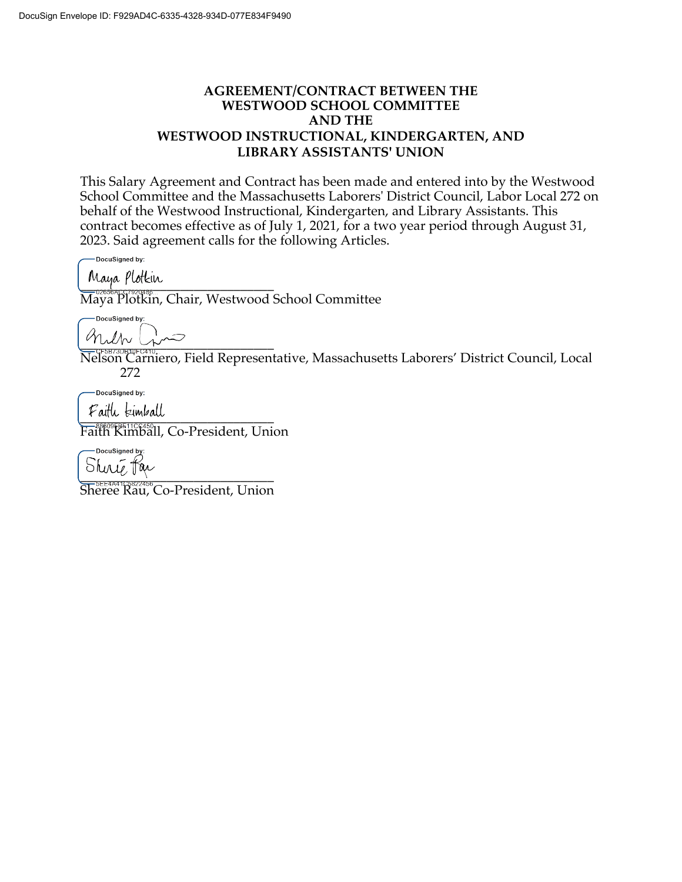DocuSign Envelope ID: F929AD4C-6335-4328-934D-077E834F9490

# AGREEMENT/CONTRACT BETWEEN THE WESTWOOD SCHOOL COMMITTEE AND THE WESTWOOD INSTRUCTIONAL, KINDERGARTEN, AND LIBRARY ASSISTANTS' UNION

This Salary Agreement and Contract has been made and entered into by the Westwood School Committee and the Massachusetts Laborers' District Council, Labor Local 272 on behalf of the Westwood Instructional, Kindergarten, and Library Assistants. This contract becomes effective as of July 1, 2021, for a two year period through August 31, 2023. Said agreement calls for the following Articles.

DocuSigned by:
Maya Plotkin
02656ACC7920486...

Maya Plotkin, Chair, Westwood School Committee

DocuSigned by:
CF5B73DB1DFC410...

Nelson Carniero, Field Representative, Massachusetts Laborers' District Council, Local 272

DocuSigned by:
Faith Kimball
88609EB511CC450...

Faith Kimball, Co-President, Union

DocuSigned by:
Sheree Rau
5EE4A41C5822456...

Sheree Rau, Co-President, Union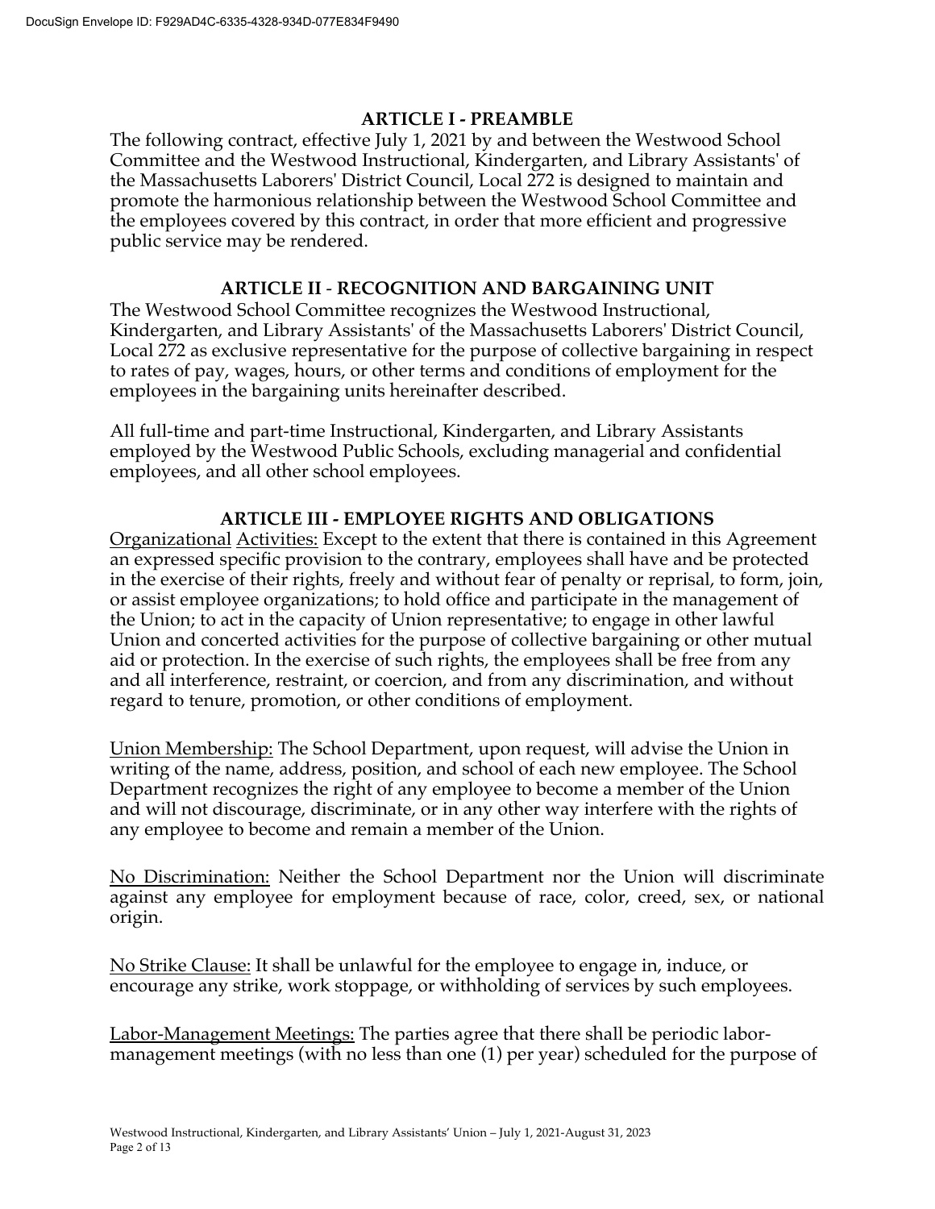## ARTICLE I - PREAMBLE

The following contract, effective July 1, 2021 by and between the Westwood School Committee and the Westwood Instructional, Kindergarten, and Library Assistants' of the Massachusetts Laborers' District Council, Local 272 is designed to maintain and promote the harmonious relationship between the Westwood School Committee and the employees covered by this contract, in order that more efficient and progressive public service may be rendered.

## ARTICLE II - RECOGNITION AND BARGAINING UNIT

The Westwood School Committee recognizes the Westwood Instructional, Kindergarten, and Library Assistants' of the Massachusetts Laborers' District Council, Local 272 as exclusive representative for the purpose of collective bargaining in respect to rates of pay, wages, hours, or other terms and conditions of employment for the employees in the bargaining units hereinafter described.

All full-time and part-time Instructional, Kindergarten, and Library Assistants employed by the Westwood Public Schools, excluding managerial and confidential employees, and all other school employees.

## ARTICLE III - EMPLOYEE RIGHTS AND OBLIGATIONS

Organizational Activities: Except to the extent that there is contained in this Agreement an expressed specific provision to the contrary, employees shall have and be protected in the exercise of their rights, freely and without fear of penalty or reprisal, to form, join, or assist employee organizations; to hold office and participate in the management of the Union; to act in the capacity of Union representative; to engage in other lawful Union and concerted activities for the purpose of collective bargaining or other mutual aid or protection. In the exercise of such rights, the employees shall be free from any and all interference, restraint, or coercion, and from any discrimination, and without regard to tenure, promotion, or other conditions of employment.

Union Membership: The School Department, upon request, will advise the Union in writing of the name, address, position, and school of each new employee. The School Department recognizes the right of any employee to become a member of the Union and will not discourage, discriminate, or in any other way interfere with the rights of any employee to become and remain a member of the Union.

No Discrimination: Neither the School Department nor the Union will discriminate against any employee for employment because of race, color, creed, sex, or national origin.

No Strike Clause: It shall be unlawful for the employee to engage in, induce, or encourage any strike, work stoppage, or withholding of services by such employees.

Labor-Management Meetings: The parties agree that there shall be periodic labor-management meetings (with no less than one (1) per year) scheduled for the purpose of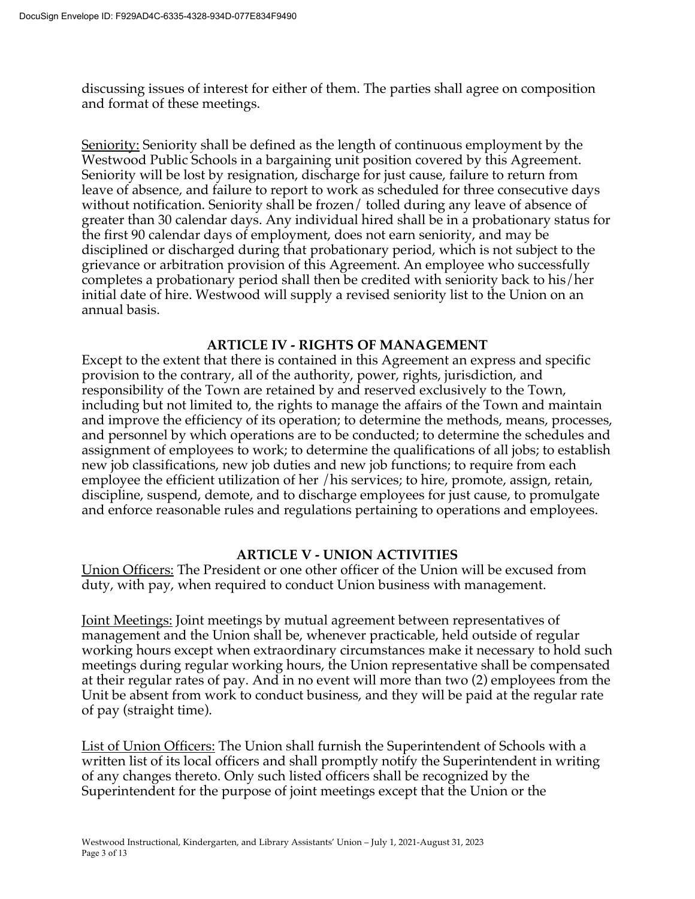discussing issues of interest for either of them. The parties shall agree on composition and format of these meetings.

Seniority: Seniority shall be defined as the length of continuous employment by the Westwood Public Schools in a bargaining unit position covered by this Agreement. Seniority will be lost by resignation, discharge for just cause, failure to return from leave of absence, and failure to report to work as scheduled for three consecutive days without notification. Seniority shall be frozen/ tolled during any leave of absence of greater than 30 calendar days. Any individual hired shall be in a probationary status for the first 90 calendar days of employment, does not earn seniority, and may be disciplined or discharged during that probationary period, which is not subject to the grievance or arbitration provision of this Agreement. An employee who successfully completes a probationary period shall then be credited with seniority back to his/her initial date of hire. Westwood will supply a revised seniority list to the Union on an annual basis.

## ARTICLE IV - RIGHTS OF MANAGEMENT

Except to the extent that there is contained in this Agreement an express and specific provision to the contrary, all of the authority, power, rights, jurisdiction, and responsibility of the Town are retained by and reserved exclusively to the Town, including but not limited to, the rights to manage the affairs of the Town and maintain and improve the efficiency of its operation; to determine the methods, means, processes, and personnel by which operations are to be conducted; to determine the schedules and assignment of employees to work; to determine the qualifications of all jobs; to establish new job classifications, new job duties and new job functions; to require from each employee the efficient utilization of her /his services; to hire, promote, assign, retain, discipline, suspend, demote, and to discharge employees for just cause, to promulgate and enforce reasonable rules and regulations pertaining to operations and employees.

## ARTICLE V - UNION ACTIVITIES

Union Officers: The President or one other officer of the Union will be excused from duty, with pay, when required to conduct Union business with management.

Joint Meetings: Joint meetings by mutual agreement between representatives of management and the Union shall be, whenever practicable, held outside of regular working hours except when extraordinary circumstances make it necessary to hold such meetings during regular working hours, the Union representative shall be compensated at their regular rates of pay. And in no event will more than two (2) employees from the Unit be absent from work to conduct business, and they will be paid at the regular rate of pay (straight time).

List of Union Officers: The Union shall furnish the Superintendent of Schools with a written list of its local officers and shall promptly notify the Superintendent in writing of any changes thereto. Only such listed officers shall be recognized by the Superintendent for the purpose of joint meetings except that the Union or the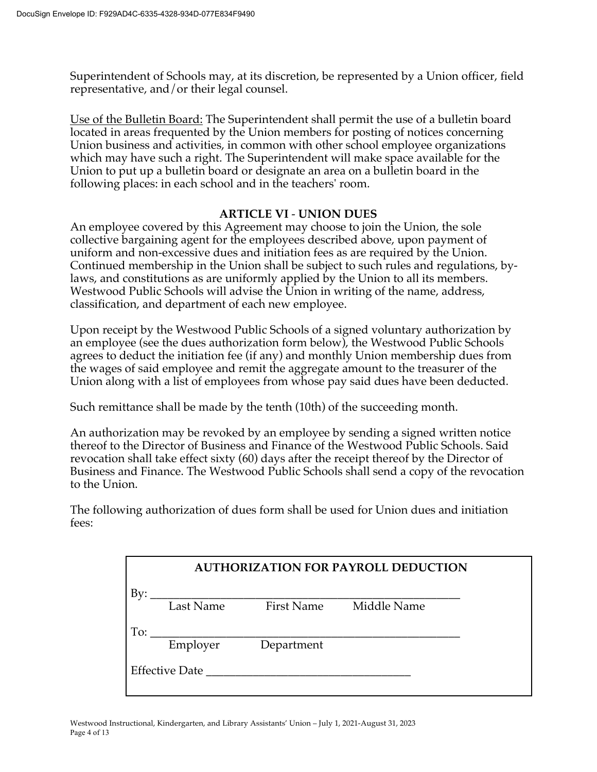Superintendent of Schools may, at its discretion, be represented by a Union officer, field representative, and/or their legal counsel.

Use of the Bulletin Board: The Superintendent shall permit the use of a bulletin board located in areas frequented by the Union members for posting of notices concerning Union business and activities, in common with other school employee organizations which may have such a right. The Superintendent will make space available for the Union to put up a bulletin board or designate an area on a bulletin board in the following places: in each school and in the teachers' room.

## ARTICLE VI - UNION DUES

An employee covered by this Agreement may choose to join the Union, the sole collective bargaining agent for the employees described above, upon payment of uniform and non-excessive dues and initiation fees as are required by the Union. Continued membership in the Union shall be subject to such rules and regulations, by-laws, and constitutions as are uniformly applied by the Union to all its members. Westwood Public Schools will advise the Union in writing of the name, address, classification, and department of each new employee.

Upon receipt by the Westwood Public Schools of a signed voluntary authorization by an employee (see the dues authorization form below), the Westwood Public Schools agrees to deduct the initiation fee (if any) and monthly Union membership dues from the wages of said employee and remit the aggregate amount to the treasurer of the Union along with a list of employees from whose pay said dues have been deducted.

Such remittance shall be made by the tenth (10th) of the succeeding month.

An authorization may be revoked by an employee by sending a signed written notice thereof to the Director of Business and Finance of the Westwood Public Schools. Said revocation shall take effect sixty (60) days after the receipt thereof by the Director of Business and Finance. The Westwood Public Schools shall send a copy of the revocation to the Union.

The following authorization of dues form shall be used for Union dues and initiation fees:

**AUTHORIZATION FOR PAYROLL DEDUCTION**

By: ____________________________________________________
Last Name First Name Middle Name

To: ____________________________________________________
Employer Department

Effective Date ________________________________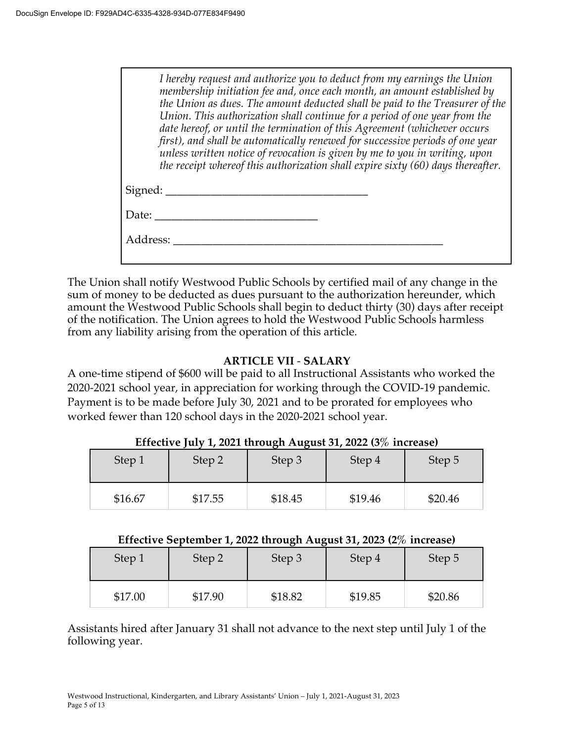> *I hereby request and authorize you to deduct from my earnings the Union membership initiation fee and, once each month, an amount established by the Union as dues. The amount deducted shall be paid to the Treasurer of the Union. This authorization shall continue for a period of one year from the date hereof, or until the termination of this Agreement (whichever occurs first), and shall be automatically renewed for successive periods of one year unless written notice of revocation is given by me to you in writing, upon the receipt whereof this authorization shall expire sixty (60) days thereafter.*
>
> Signed: ____________________________________
>
> Date: ____________________________
>
> Address: __________________________________________________

The Union shall notify Westwood Public Schools by certified mail of any change in the sum of money to be deducted as dues pursuant to the authorization hereunder, which amount the Westwood Public Schools shall begin to deduct thirty (30) days after receipt of the notification. The Union agrees to hold the Westwood Public Schools harmless from any liability arising from the operation of this article.

## ARTICLE VII - SALARY

A one-time stipend of $600 will be paid to all Instructional Assistants who worked the 2020-2021 school year, in appreciation for working through the COVID-19 pandemic. Payment is to be made before July 30, 2021 and to be prorated for employees who worked fewer than 120 school days in the 2020-2021 school year.

**Effective July 1, 2021 through August 31, 2022 (3% increase)**

| Step 1 | Step 2 | Step 3 | Step 4 | Step 5 |
|---|---|---|---|---|
| $16.67 | $17.55 | $18.45 | $19.46 | $20.46 |

**Effective September 1, 2022 through August 31, 2023 (2% increase)**

| Step 1 | Step 2 | Step 3 | Step 4 | Step 5 |
|---|---|---|---|---|
| $17.00 | $17.90 | $18.82 | $19.85 | $20.86 |

Assistants hired after January 31 shall not advance to the next step until July 1 of the following year.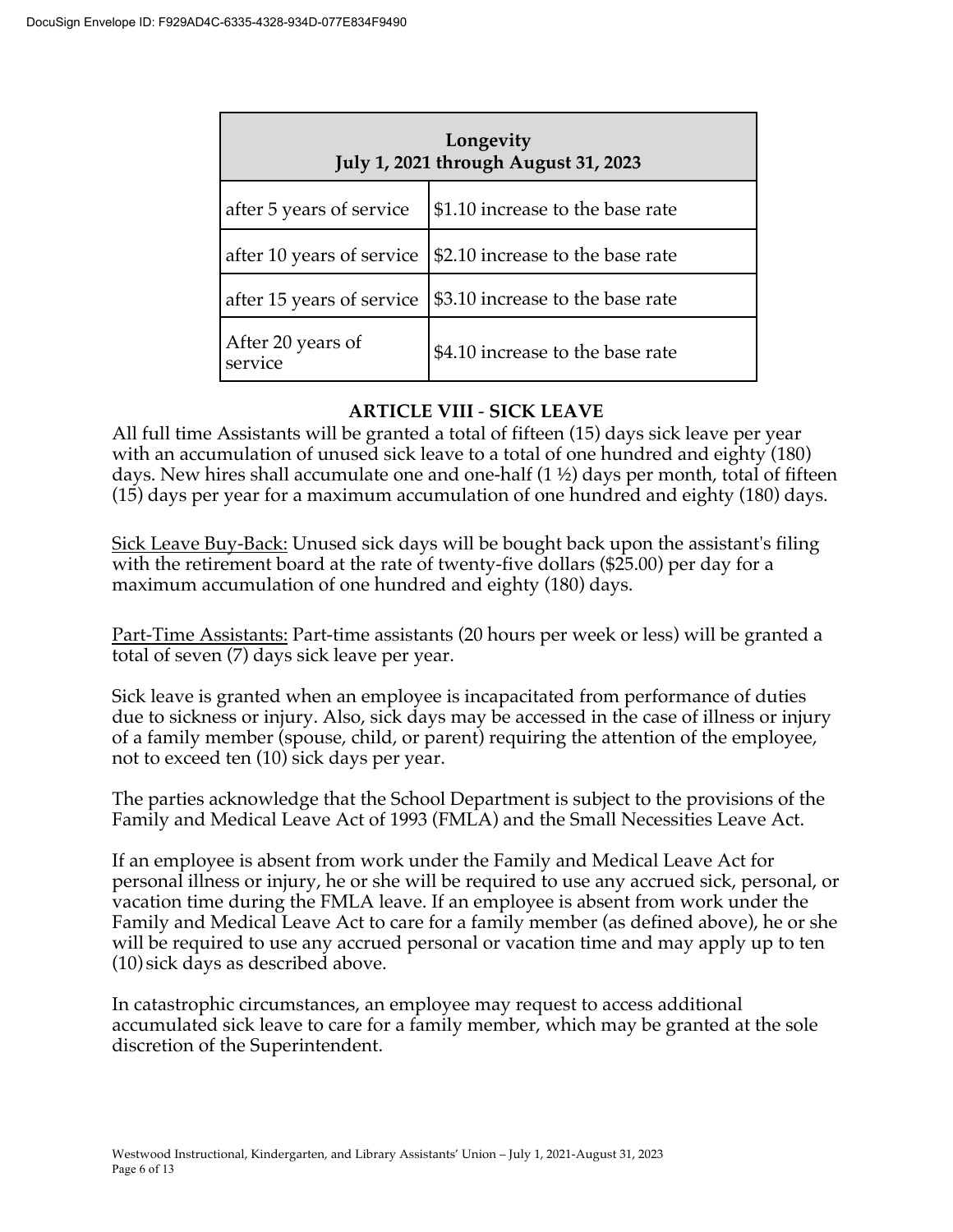| Longevity<br>July 1, 2021 through August 31, 2023 | |
|---|---|
| after 5 years of service | $1.10 increase to the base rate |
| after 10 years of service | $2.10 increase to the base rate |
| after 15 years of service | $3.10 increase to the base rate |
| After 20 years of service | $4.10 increase to the base rate |

## ARTICLE VIII - SICK LEAVE

All full time Assistants will be granted a total of fifteen (15) days sick leave per year with an accumulation of unused sick leave to a total of one hundred and eighty (180) days. New hires shall accumulate one and one-half (1 ½) days per month, total of fifteen (15) days per year for a maximum accumulation of one hundred and eighty (180) days.

Sick Leave Buy-Back: Unused sick days will be bought back upon the assistant's filing with the retirement board at the rate of twenty-five dollars ($25.00) per day for a maximum accumulation of one hundred and eighty (180) days.

Part-Time Assistants: Part-time assistants (20 hours per week or less) will be granted a total of seven (7) days sick leave per year.

Sick leave is granted when an employee is incapacitated from performance of duties due to sickness or injury. Also, sick days may be accessed in the case of illness or injury of a family member (spouse, child, or parent) requiring the attention of the employee, not to exceed ten (10) sick days per year.

The parties acknowledge that the School Department is subject to the provisions of the Family and Medical Leave Act of 1993 (FMLA) and the Small Necessities Leave Act.

If an employee is absent from work under the Family and Medical Leave Act for personal illness or injury, he or she will be required to use any accrued sick, personal, or vacation time during the FMLA leave. If an employee is absent from work under the Family and Medical Leave Act to care for a family member (as defined above), he or she will be required to use any accrued personal or vacation time and may apply up to ten (10) sick days as described above.

In catastrophic circumstances, an employee may request to access additional accumulated sick leave to care for a family member, which may be granted at the sole discretion of the Superintendent.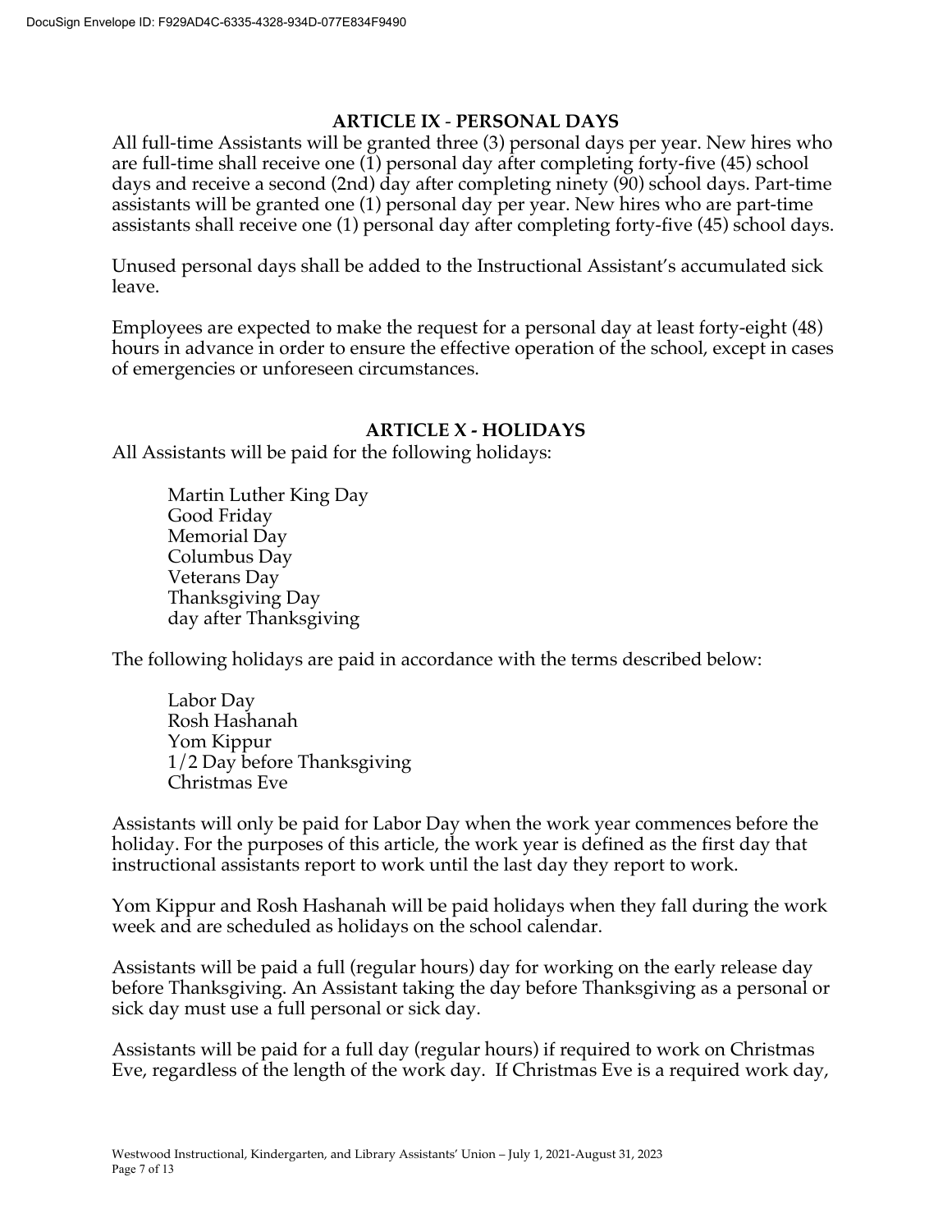## ARTICLE IX - PERSONAL DAYS

All full-time Assistants will be granted three (3) personal days per year. New hires who are full-time shall receive one (1) personal day after completing forty-five (45) school days and receive a second (2nd) day after completing ninety (90) school days. Part-time assistants will be granted one (1) personal day per year. New hires who are part-time assistants shall receive one (1) personal day after completing forty-five (45) school days.

Unused personal days shall be added to the Instructional Assistant's accumulated sick leave.

Employees are expected to make the request for a personal day at least forty-eight (48) hours in advance in order to ensure the effective operation of the school, except in cases of emergencies or unforeseen circumstances.

## ARTICLE X - HOLIDAYS

All Assistants will be paid for the following holidays:

- Martin Luther King Day
- Good Friday
- Memorial Day
- Columbus Day
- Veterans Day
- Thanksgiving Day
- day after Thanksgiving

The following holidays are paid in accordance with the terms described below:

- Labor Day
- Rosh Hashanah
- Yom Kippur
- 1/2 Day before Thanksgiving
- Christmas Eve

Assistants will only be paid for Labor Day when the work year commences before the holiday. For the purposes of this article, the work year is defined as the first day that instructional assistants report to work until the last day they report to work.

Yom Kippur and Rosh Hashanah will be paid holidays when they fall during the work week and are scheduled as holidays on the school calendar.

Assistants will be paid a full (regular hours) day for working on the early release day before Thanksgiving. An Assistant taking the day before Thanksgiving as a personal or sick day must use a full personal or sick day.

Assistants will be paid for a full day (regular hours) if required to work on Christmas Eve, regardless of the length of the work day. If Christmas Eve is a required work day,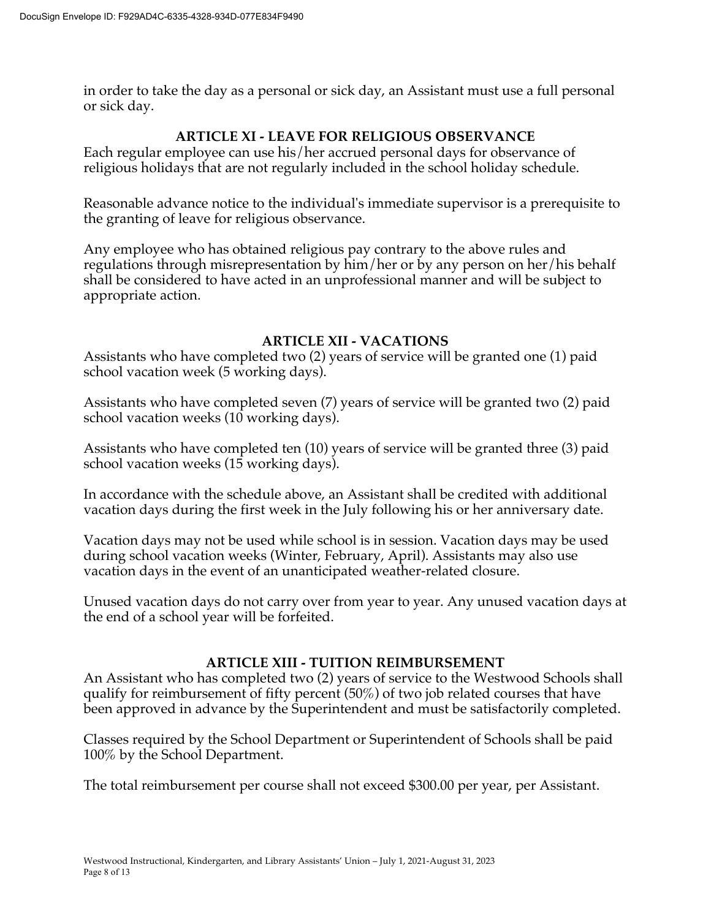in order to take the day as a personal or sick day, an Assistant must use a full personal or sick day.

## ARTICLE XI - LEAVE FOR RELIGIOUS OBSERVANCE

Each regular employee can use his/her accrued personal days for observance of religious holidays that are not regularly included in the school holiday schedule.

Reasonable advance notice to the individual's immediate supervisor is a prerequisite to the granting of leave for religious observance.

Any employee who has obtained religious pay contrary to the above rules and regulations through misrepresentation by him/her or by any person on her/his behalf shall be considered to have acted in an unprofessional manner and will be subject to appropriate action.

## ARTICLE XII - VACATIONS

Assistants who have completed two (2) years of service will be granted one (1) paid school vacation week (5 working days).

Assistants who have completed seven (7) years of service will be granted two (2) paid school vacation weeks (10 working days).

Assistants who have completed ten (10) years of service will be granted three (3) paid school vacation weeks (15 working days).

In accordance with the schedule above, an Assistant shall be credited with additional vacation days during the first week in the July following his or her anniversary date.

Vacation days may not be used while school is in session. Vacation days may be used during school vacation weeks (Winter, February, April). Assistants may also use vacation days in the event of an unanticipated weather-related closure.

Unused vacation days do not carry over from year to year. Any unused vacation days at the end of a school year will be forfeited.

## ARTICLE XIII - TUITION REIMBURSEMENT

An Assistant who has completed two (2) years of service to the Westwood Schools shall qualify for reimbursement of fifty percent (50%) of two job related courses that have been approved in advance by the Superintendent and must be satisfactorily completed.

Classes required by the School Department or Superintendent of Schools shall be paid 100% by the School Department.

The total reimbursement per course shall not exceed $300.00 per year, per Assistant.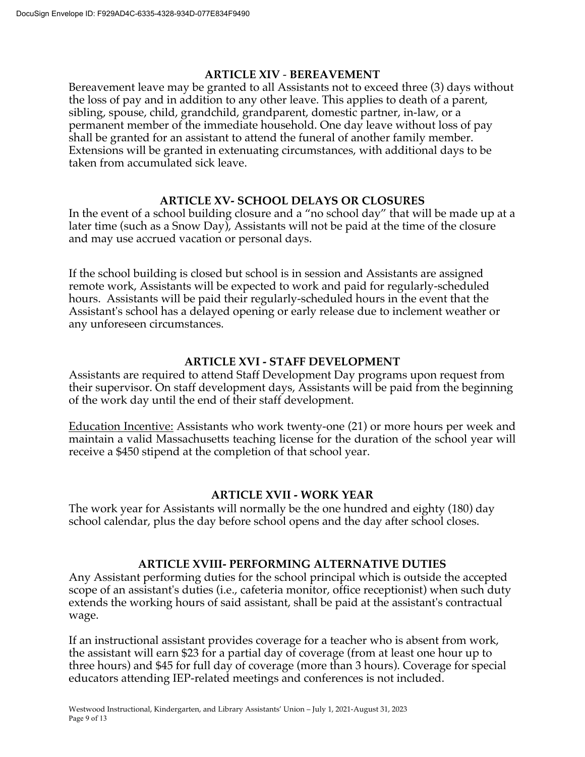## ARTICLE XIV - BEREAVEMENT

Bereavement leave may be granted to all Assistants not to exceed three (3) days without the loss of pay and in addition to any other leave. This applies to death of a parent, sibling, spouse, child, grandchild, grandparent, domestic partner, in-law, or a permanent member of the immediate household. One day leave without loss of pay shall be granted for an assistant to attend the funeral of another family member. Extensions will be granted in extenuating circumstances, with additional days to be taken from accumulated sick leave.

## ARTICLE XV- SCHOOL DELAYS OR CLOSURES

In the event of a school building closure and a "no school day" that will be made up at a later time (such as a Snow Day), Assistants will not be paid at the time of the closure and may use accrued vacation or personal days.

If the school building is closed but school is in session and Assistants are assigned remote work, Assistants will be expected to work and paid for regularly-scheduled hours. Assistants will be paid their regularly-scheduled hours in the event that the Assistant's school has a delayed opening or early release due to inclement weather or any unforeseen circumstances.

## ARTICLE XVI - STAFF DEVELOPMENT

Assistants are required to attend Staff Development Day programs upon request from their supervisor. On staff development days, Assistants will be paid from the beginning of the work day until the end of their staff development.

<u>Education Incentive:</u> Assistants who work twenty-one (21) or more hours per week and maintain a valid Massachusetts teaching license for the duration of the school year will receive a $450 stipend at the completion of that school year.

## ARTICLE XVII - WORK YEAR

The work year for Assistants will normally be the one hundred and eighty (180) day school calendar, plus the day before school opens and the day after school closes.

## ARTICLE XVIII- PERFORMING ALTERNATIVE DUTIES

Any Assistant performing duties for the school principal which is outside the accepted scope of an assistant's duties (i.e., cafeteria monitor, office receptionist) when such duty extends the working hours of said assistant, shall be paid at the assistant's contractual wage.

If an instructional assistant provides coverage for a teacher who is absent from work, the assistant will earn $23 for a partial day of coverage (from at least one hour up to three hours) and $45 for full day of coverage (more than 3 hours). Coverage for special educators attending IEP-related meetings and conferences is not included.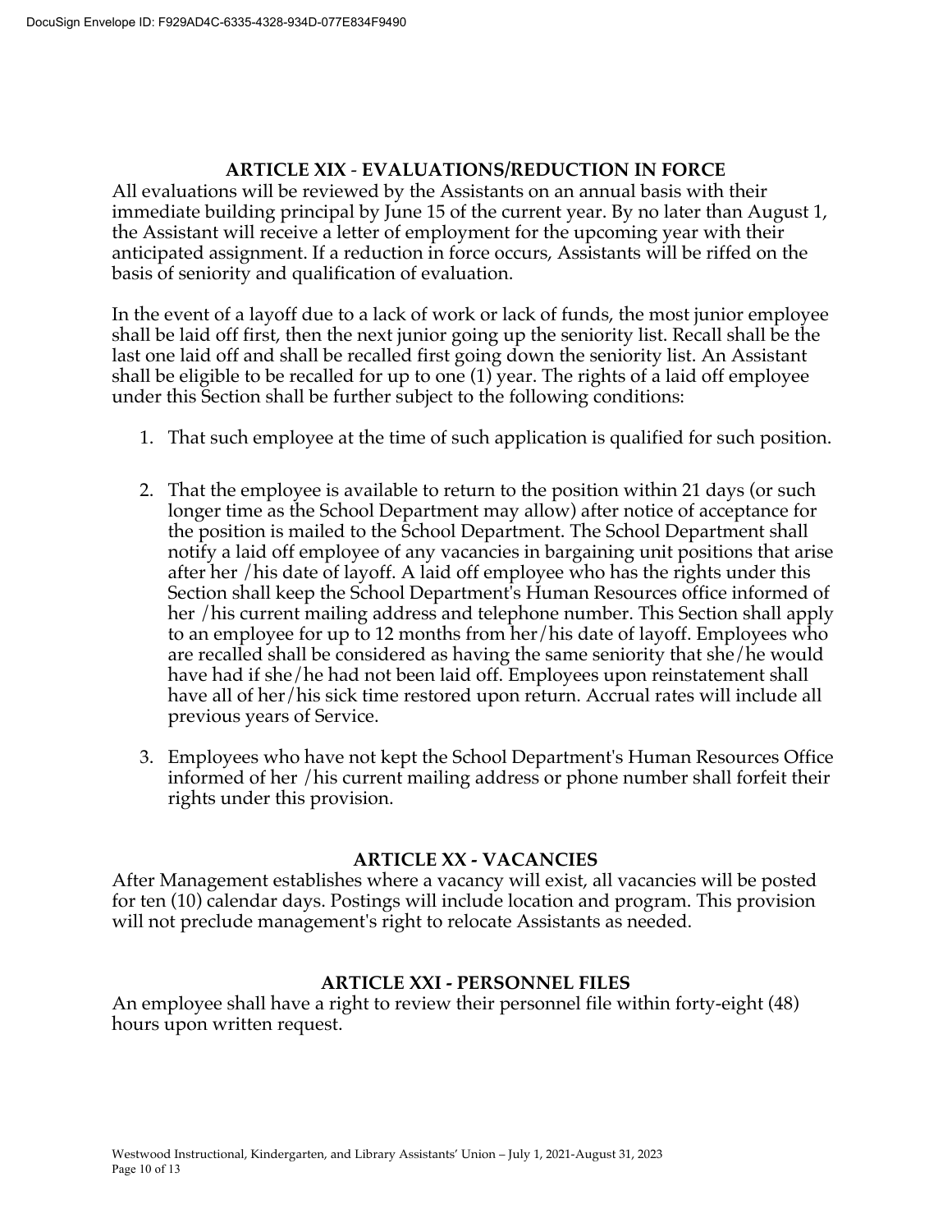## ARTICLE XIX - EVALUATIONS/REDUCTION IN FORCE

All evaluations will be reviewed by the Assistants on an annual basis with their immediate building principal by June 15 of the current year. By no later than August 1, the Assistant will receive a letter of employment for the upcoming year with their anticipated assignment. If a reduction in force occurs, Assistants will be riffed on the basis of seniority and qualification of evaluation.

In the event of a layoff due to a lack of work or lack of funds, the most junior employee shall be laid off first, then the next junior going up the seniority list. Recall shall be the last one laid off and shall be recalled first going down the seniority list. An Assistant shall be eligible to be recalled for up to one (1) year. The rights of a laid off employee under this Section shall be further subject to the following conditions:

1. That such employee at the time of such application is qualified for such position.

2. That the employee is available to return to the position within 21 days (or such longer time as the School Department may allow) after notice of acceptance for the position is mailed to the School Department. The School Department shall notify a laid off employee of any vacancies in bargaining unit positions that arise after her /his date of layoff. A laid off employee who has the rights under this Section shall keep the School Department's Human Resources office informed of her /his current mailing address and telephone number. This Section shall apply to an employee for up to 12 months from her/his date of layoff. Employees who are recalled shall be considered as having the same seniority that she/he would have had if she/he had not been laid off. Employees upon reinstatement shall have all of her/his sick time restored upon return. Accrual rates will include all previous years of Service.

3. Employees who have not kept the School Department's Human Resources Office informed of her /his current mailing address or phone number shall forfeit their rights under this provision.

## ARTICLE XX - VACANCIES

After Management establishes where a vacancy will exist, all vacancies will be posted for ten (10) calendar days. Postings will include location and program. This provision will not preclude management's right to relocate Assistants as needed.

## ARTICLE XXI - PERSONNEL FILES

An employee shall have a right to review their personnel file within forty-eight (48) hours upon written request.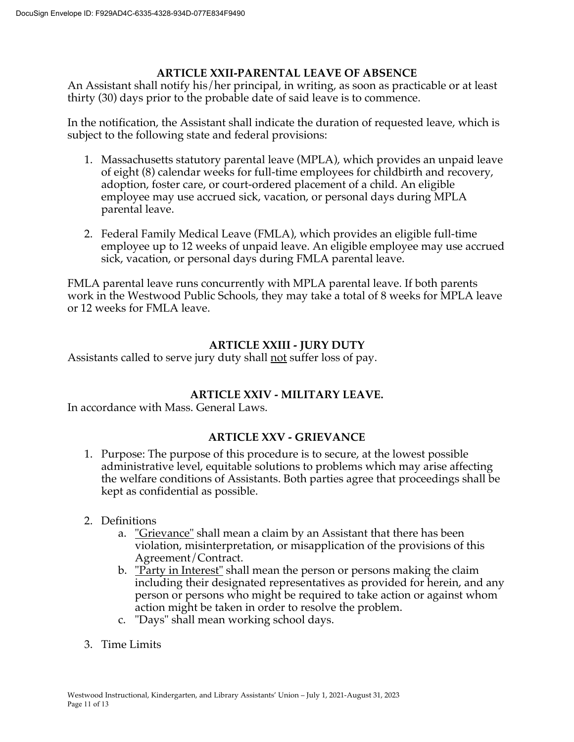## ARTICLE XXII-PARENTAL LEAVE OF ABSENCE

An Assistant shall notify his/her principal, in writing, as soon as practicable or at least thirty (30) days prior to the probable date of said leave is to commence.

In the notification, the Assistant shall indicate the duration of requested leave, which is subject to the following state and federal provisions:

1. Massachusetts statutory parental leave (MPLA), which provides an unpaid leave of eight (8) calendar weeks for full-time employees for childbirth and recovery, adoption, foster care, or court-ordered placement of a child. An eligible employee may use accrued sick, vacation, or personal days during MPLA parental leave.

2. Federal Family Medical Leave (FMLA), which provides an eligible full-time employee up to 12 weeks of unpaid leave. An eligible employee may use accrued sick, vacation, or personal days during FMLA parental leave.

FMLA parental leave runs concurrently with MPLA parental leave. If both parents work in the Westwood Public Schools, they may take a total of 8 weeks for MPLA leave or 12 weeks for FMLA leave.

## ARTICLE XXIII - JURY DUTY

Assistants called to serve jury duty shall <u>not</u> suffer loss of pay.

## ARTICLE XXIV - MILITARY LEAVE.

In accordance with Mass. General Laws.

## ARTICLE XXV - GRIEVANCE

1. Purpose: The purpose of this procedure is to secure, at the lowest possible administrative level, equitable solutions to problems which may arise affecting the welfare conditions of Assistants. Both parties agree that proceedings shall be kept as confidential as possible.

2. Definitions
   a. <u>"Grievance"</u> shall mean a claim by an Assistant that there has been violation, misinterpretation, or misapplication of the provisions of this Agreement/Contract.
   b. <u>"Party in Interest"</u> shall mean the person or persons making the claim including their designated representatives as provided for herein, and any person or persons who might be required to take action or against whom action might be taken in order to resolve the problem.
   c. "Days" shall mean working school days.

3. Time Limits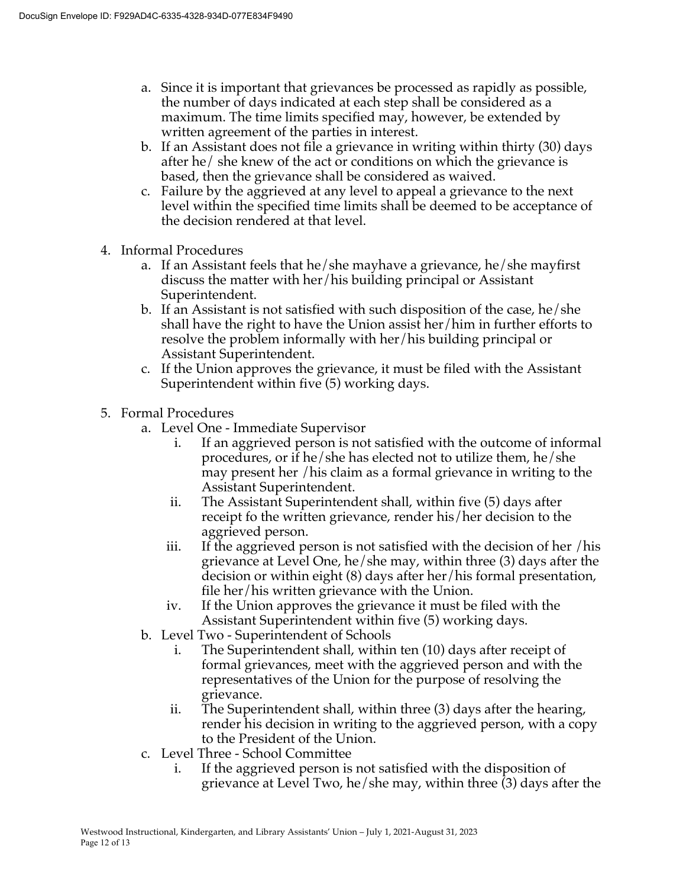a. Since it is important that grievances be processed as rapidly as possible, the number of days indicated at each step shall be considered as a maximum. The time limits specified may, however, be extended by written agreement of the parties in interest.
b. If an Assistant does not file a grievance in writing within thirty (30) days after he/ she knew of the act or conditions on which the grievance is based, then the grievance shall be considered as waived.
c. Failure by the aggrieved at any level to appeal a grievance to the next level within the specified time limits shall be deemed to be acceptance of the decision rendered at that level.

4. Informal Procedures
   a. If an Assistant feels that he/she mayhave a grievance, he/she mayfirst discuss the matter with her/his building principal or Assistant Superintendent.
   b. If an Assistant is not satisfied with such disposition of the case, he/she shall have the right to have the Union assist her/him in further efforts to resolve the problem informally with her/his building principal or Assistant Superintendent.
   c. If the Union approves the grievance, it must be filed with the Assistant Superintendent within five (5) working days.

5. Formal Procedures
   a. Level One - Immediate Supervisor
      i. If an aggrieved person is not satisfied with the outcome of informal procedures, or if he/she has elected not to utilize them, he/she may present her /his claim as a formal grievance in writing to the Assistant Superintendent.
      ii. The Assistant Superintendent shall, within five (5) days after receipt fo the written grievance, render his/her decision to the aggrieved person.
      iii. If the aggrieved person is not satisfied with the decision of her /his grievance at Level One, he/she may, within three (3) days after the decision or within eight (8) days after her/his formal presentation, file her/his written grievance with the Union.
      iv. If the Union approves the grievance it must be filed with the Assistant Superintendent within five (5) working days.
   b. Level Two - Superintendent of Schools
      i. The Superintendent shall, within ten (10) days after receipt of formal grievances, meet with the aggrieved person and with the representatives of the Union for the purpose of resolving the grievance.
      ii. The Superintendent shall, within three (3) days after the hearing, render his decision in writing to the aggrieved person, with a copy to the President of the Union.
   c. Level Three - School Committee
      i. If the aggrieved person is not satisfied with the disposition of grievance at Level Two, he/she may, within three (3) days after the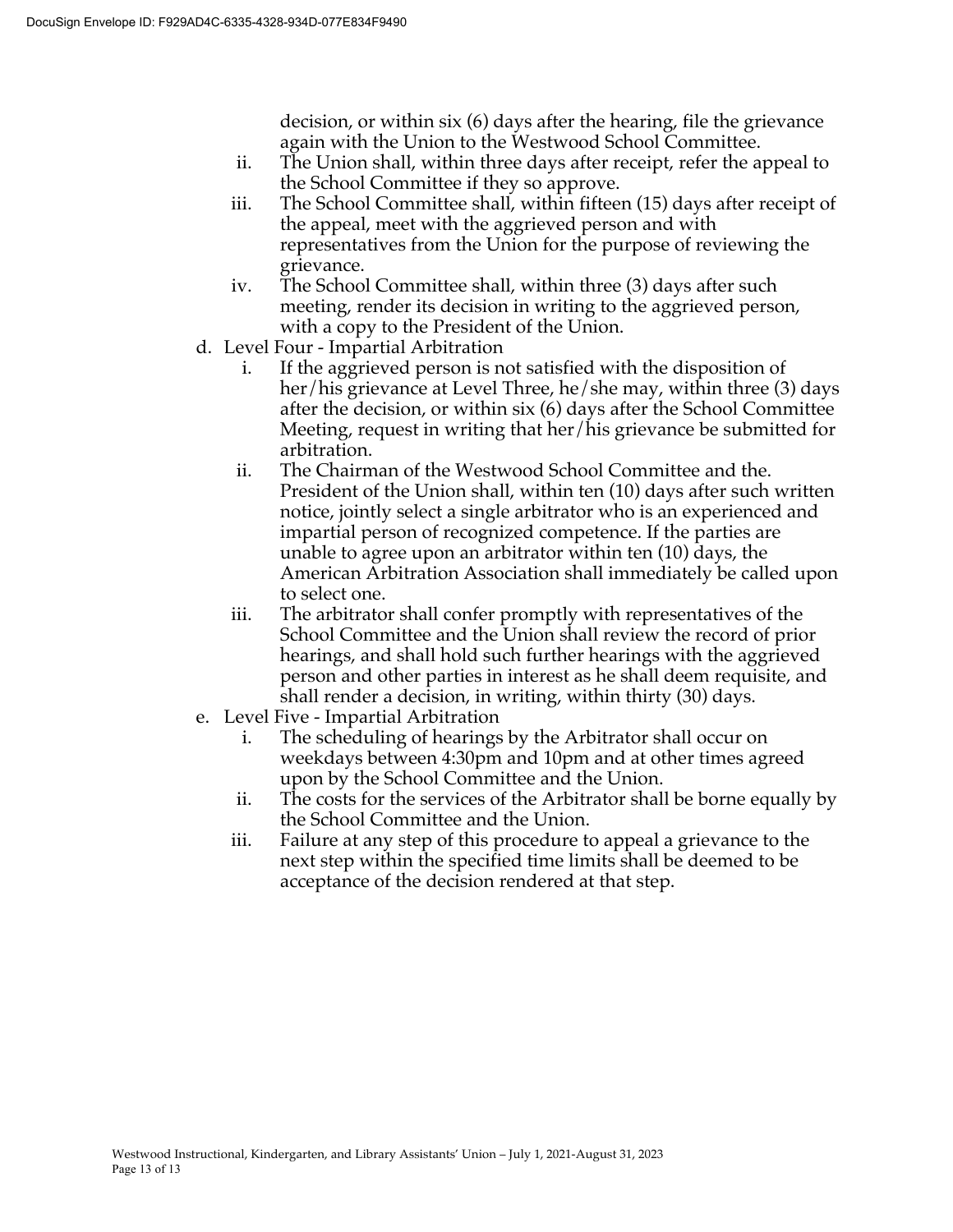decision, or within six (6) days after the hearing, file the grievance again with the Union to the Westwood School Committee.

ii. The Union shall, within three days after receipt, refer the appeal to the School Committee if they so approve.

iii. The School Committee shall, within fifteen (15) days after receipt of the appeal, meet with the aggrieved person and with representatives from the Union for the purpose of reviewing the grievance.

iv. The School Committee shall, within three (3) days after such meeting, render its decision in writing to the aggrieved person, with a copy to the President of the Union.

d. Level Four - Impartial Arbitration

i. If the aggrieved person is not satisfied with the disposition of her/his grievance at Level Three, he/she may, within three (3) days after the decision, or within six (6) days after the School Committee Meeting, request in writing that her/his grievance be submitted for arbitration.

ii. The Chairman of the Westwood School Committee and the. President of the Union shall, within ten (10) days after such written notice, jointly select a single arbitrator who is an experienced and impartial person of recognized competence. If the parties are unable to agree upon an arbitrator within ten (10) days, the American Arbitration Association shall immediately be called upon to select one.

iii. The arbitrator shall confer promptly with representatives of the School Committee and the Union shall review the record of prior hearings, and shall hold such further hearings with the aggrieved person and other parties in interest as he shall deem requisite, and shall render a decision, in writing, within thirty (30) days.

e. Level Five - Impartial Arbitration

i. The scheduling of hearings by the Arbitrator shall occur on weekdays between 4:30pm and 10pm and at other times agreed upon by the School Committee and the Union.

ii. The costs for the services of the Arbitrator shall be borne equally by the School Committee and the Union.

iii. Failure at any step of this procedure to appeal a grievance to the next step within the specified time limits shall be deemed to be acceptance of the decision rendered at that step.